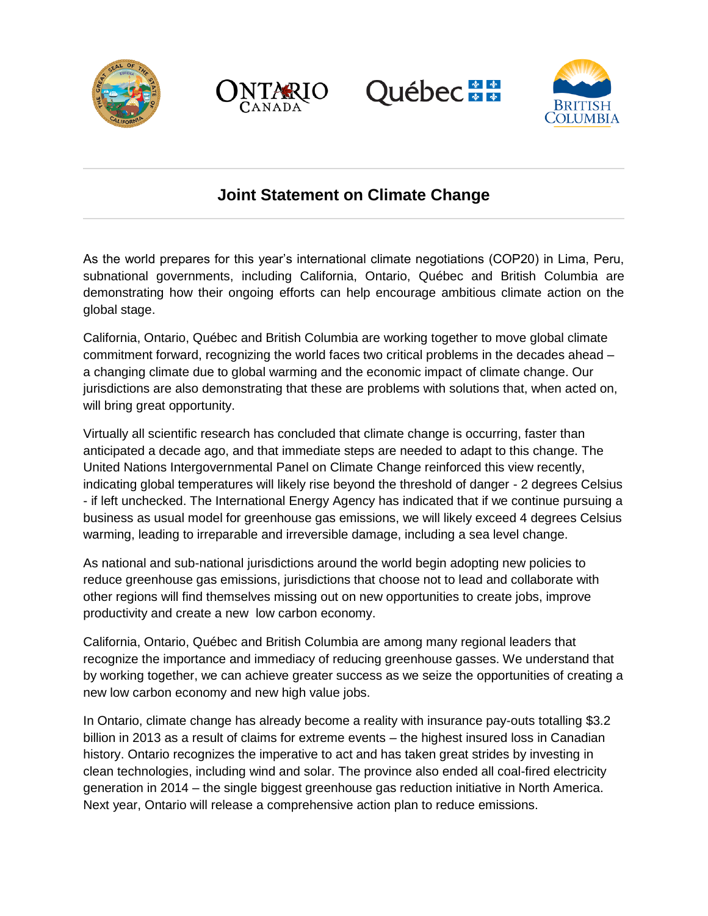# Joint Statement on Climate Change

As the world prepares for this year's international climate negotiations (COP20) in Lima, Peru, subnational governments, including California, Ontario, Québec and British Columbia are demonstrating how their ongoing efforts can help encourage ambitious climate action on the global stage.

California, Ontario, Québec and British Columbia are working together to move global climate commitment forward, recognizing the world faces two critical problems in the decades ahead – a changing climate due to global warming and the economic impact of climate change. Our jurisdictions are also demonstrating that these are problems with solutions that, when acted on, will bring great opportunity.

Virtually all scientific research has concluded that climate change is occurring, faster than anticipated a decade ago, and that immediate steps are needed to adapt to this change. The United Nations Intergovernmental Panel on Climate Change reinforced this view recently, indicating global temperatures will likely rise beyond the threshold of danger - 2 degrees Celsius - if left unchecked. The International Energy Agency has indicated that if we continue pursuing a business as usual model for greenhouse gas emissions, we will likely exceed 4 degrees Celsius warming, leading to irreparable and irreversible damage, including a sea level change.

As national and sub-national jurisdictions around the world begin adopting new policies to reduce greenhouse gas emissions, jurisdictions that choose not to lead and collaborate with other regions will find themselves missing out on new opportunities to create jobs, improve productivity and create a new low carbon economy.

California, Ontario, Québec and British Columbia are among many regional leaders that recognize the importance and immediacy of reducing greenhouse gasses. We understand that by working together, we can achieve greater success as we seize the opportunities of creating a new low carbon economy and new high value jobs.

In Ontario, climate change has already become a reality with insurance pay-outs totalling $3.2 billion in 2013 as a result of claims for extreme events – the highest insured loss in Canadian history. Ontario recognizes the imperative to act and has taken great strides by investing in clean technologies, including wind and solar. The province also ended all coal-fired electricity generation in 2014 – the single biggest greenhouse gas reduction initiative in North America. Next year, Ontario will release a comprehensive action plan to reduce emissions.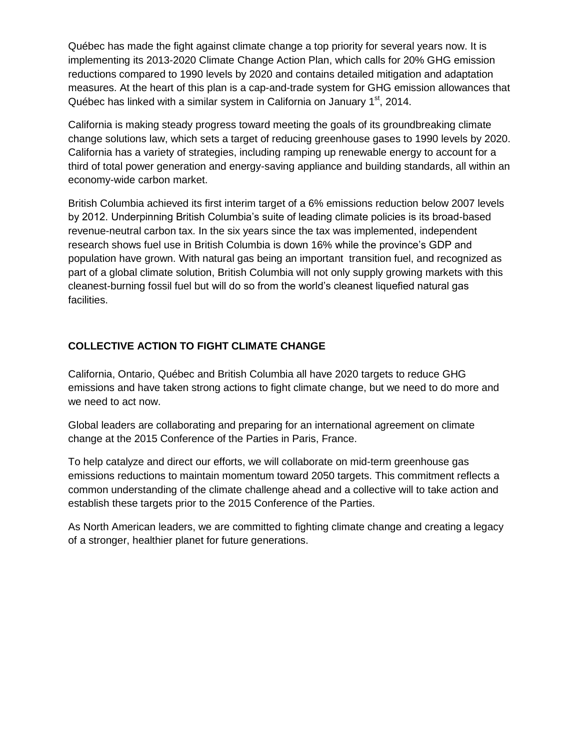Québec has made the fight against climate change a top priority for several years now. It is implementing its 2013-2020 Climate Change Action Plan, which calls for 20% GHG emission reductions compared to 1990 levels by 2020 and contains detailed mitigation and adaptation measures. At the heart of this plan is a cap-and-trade system for GHG emission allowances that Québec has linked with a similar system in California on January 1st, 2014.

California is making steady progress toward meeting the goals of its groundbreaking climate change solutions law, which sets a target of reducing greenhouse gases to 1990 levels by 2020. California has a variety of strategies, including ramping up renewable energy to account for a third of total power generation and energy-saving appliance and building standards, all within an economy-wide carbon market.

British Columbia achieved its first interim target of a 6% emissions reduction below 2007 levels by 2012. Underpinning British Columbia's suite of leading climate policies is its broad-based revenue-neutral carbon tax. In the six years since the tax was implemented, independent research shows fuel use in British Columbia is down 16% while the province's GDP and population have grown. With natural gas being an important transition fuel, and recognized as part of a global climate solution, British Columbia will not only supply growing markets with this cleanest-burning fossil fuel but will do so from the world's cleanest liquefied natural gas facilities.

## COLLECTIVE ACTION TO FIGHT CLIMATE CHANGE

California, Ontario, Québec and British Columbia all have 2020 targets to reduce GHG emissions and have taken strong actions to fight climate change, but we need to do more and we need to act now.

Global leaders are collaborating and preparing for an international agreement on climate change at the 2015 Conference of the Parties in Paris, France.

To help catalyze and direct our efforts, we will collaborate on mid-term greenhouse gas emissions reductions to maintain momentum toward 2050 targets. This commitment reflects a common understanding of the climate challenge ahead and a collective will to take action and establish these targets prior to the 2015 Conference of the Parties.

As North American leaders, we are committed to fighting climate change and creating a legacy of a stronger, healthier planet for future generations.